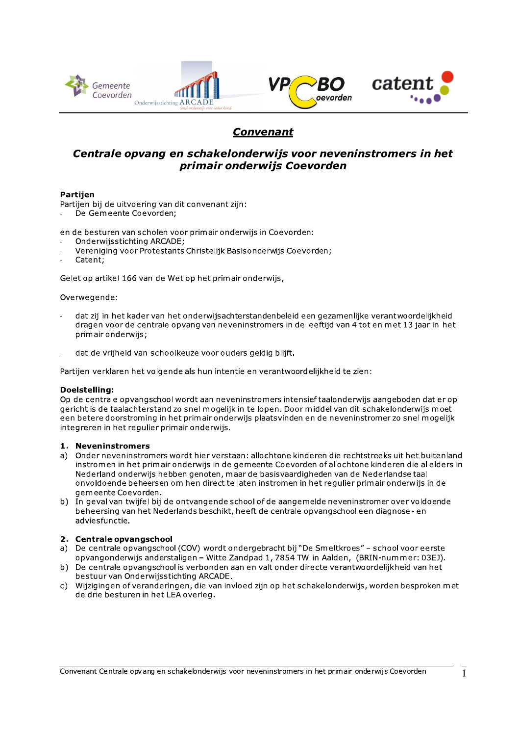# *Convenant*

## *Centrale opvang en schakelonderwijs voor neveninstromers in het primair onderwijs Coevorden*

**Partijen**
Partijen bij de uitvoering van dit convenant zijn:
- De Gemeente Coevorden;

en de besturen van scholen voor primair onderwijs in Coevorden:
- Onderwijsstichting ARCADE;
- Vereniging voor Protestants Christelijk Basisonderwijs Coevorden;
- Catent;

Gelet op artikel 166 van de Wet op het primair onderwijs,

Overwegende:

- dat zij in het kader van het onderwijsachterstandenbeleid een gezamenlijke verantwoordelijkheid dragen voor de centrale opvang van neveninstromers in de leeftijd van 4 tot en met 13 jaar in het primair onderwijs;

- dat de vrijheid van schoolkeuze voor ouders geldig blijft.

Partijen verklaren het volgende als hun intentie en verantwoordelijkheid te zien:

**Doelstelling:**
Op de centrale opvangschool wordt aan neveninstromers intensief taalonderwijs aangeboden dat er op gericht is de taalachterstand zo snel mogelijk in te lopen. Door middel van dit schakelonderwijs moet een betere doorstroming in het primair onderwijs plaatsvinden en de neveninstromer zo snel mogelijk integreren in het regulier primair onderwijs.

**1. Neveninstromers**

a) Onder neveninstromers wordt hier verstaan: allochtone kinderen die rechtstreeks uit het buitenland instromen in het primair onderwijs in de gemeente Coevorden of allochtone kinderen die al elders in Nederland onderwijs hebben genoten, maar de basisvaardigheden van de Nederlandse taal onvoldoende beheersen om hen direct te laten instromen in het regulier primair onderwijs in de gemeente Coevorden.
b) In geval van twijfel bij de ontvangende school of de aangemelde neveninstromer over voldoende beheersing van het Nederlands beschikt, heeft de centrale opvangschool een diagnose- en adviesfunctie.

**2. Centrale opvangschool**

a) De centrale opvangschool (COV) wordt ondergebracht bij "De Smeltkroes" – school voor eerste opvangonderwijs anderstaligen – Witte Zandpad 1, 7854 TW in Aalden, (BRIN-nummer: 03EJ).
b) De centrale opvangschool is verbonden aan en valt onder directe verantwoordelijkheid van het bestuur van Onderwijsstichting ARCADE.
c) Wijzigingen of veranderingen, die van invloed zijn op het schakelonderwijs, worden besproken met de drie besturen in het LEA overleg.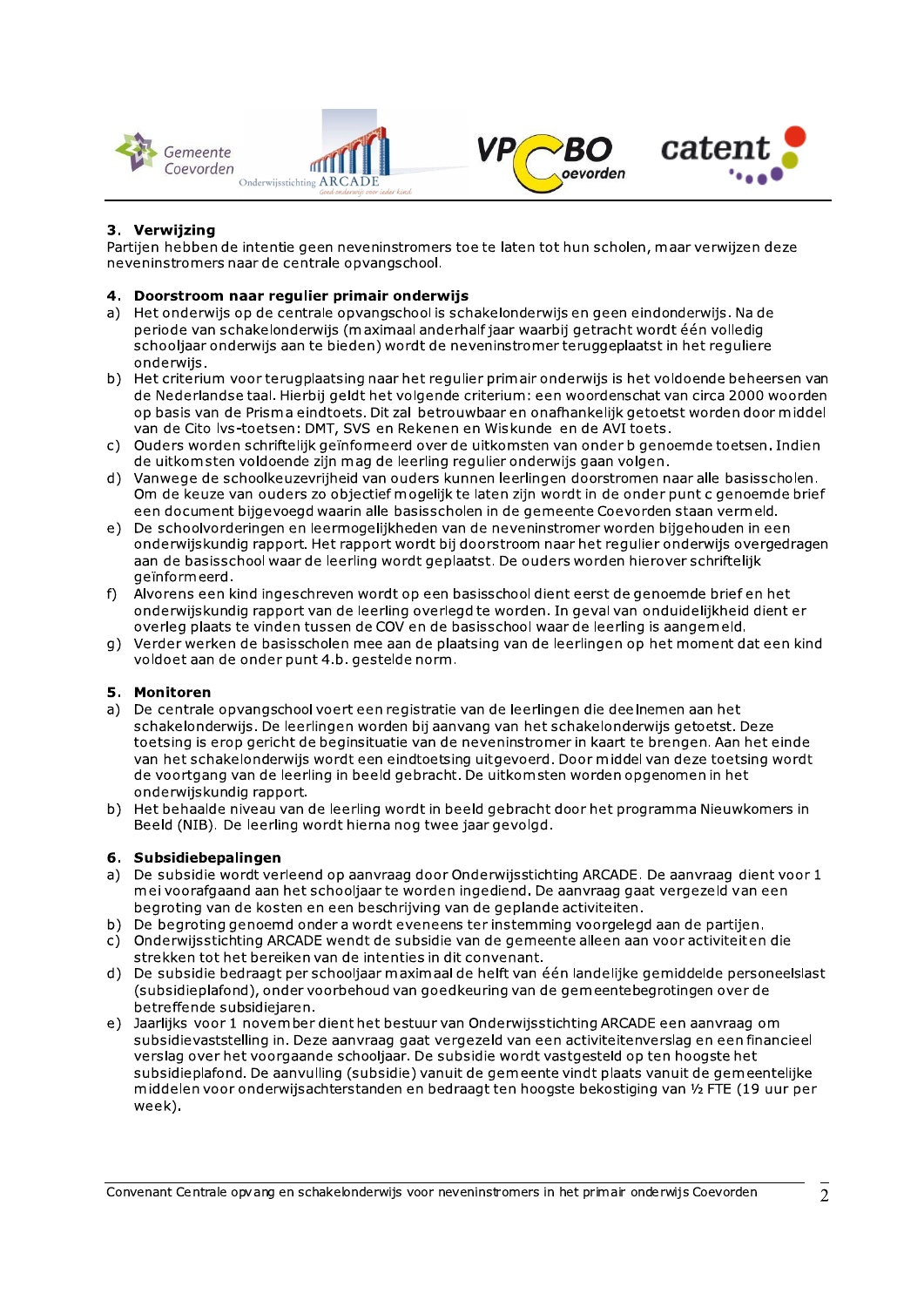## 3. Verwijzing

Partijen hebben de intentie geen neveninstromers toe te laten tot hun scholen, maar verwijzen deze neveninstromers naar de centrale opvangschool.

## 4. Doorstroom naar regulier primair onderwijs

a) Het onderwijs op de centrale opvangschool is schakelonderwijs en geen eindonderwijs. Na de periode van schakelonderwijs (maximaal anderhalf jaar waarbij getracht wordt één volledig schooljaar onderwijs aan te bieden) wordt de neveninstromer teruggeplaatst in het reguliere onderwijs.

b) Het criterium voor terugplaatsing naar het regulier primair onderwijs is het voldoende beheersen van de Nederlandse taal. Hierbij geldt het volgende criterium: een woordenschat van circa 2000 woorden op basis van de Prisma eindtoets. Dit zal betrouwbaar en onafhankelijk getoetst worden door middel van de Cito lvs-toetsen: DMT, SVS en Rekenen en Wiskunde en de AVI toets.

c) Ouders worden schriftelijk geïnformeerd over de uitkomsten van onder b genoemde toetsen. Indien de uitkomsten voldoende zijn mag de leerling regulier onderwijs gaan volgen.

d) Vanwege de schoolkeuzevrijheid van ouders kunnen leerlingen doorstromen naar alle basisscholen. Om de keuze van ouders zo objectief mogelijk te laten zijn wordt in de onder punt c genoemde brief een document bijgevoegd waarin alle basisscholen in de gemeente Coevorden staan vermeld.

e) De schoolvorderingen en leermogelijkheden van de neveninstromer worden bijgehouden in een onderwijskundig rapport. Het rapport wordt bij doorstroom naar het regulier onderwijs overgedragen aan de basisschool waar de leerling wordt geplaatst. De ouders worden hierover schriftelijk geïnformeerd.

f) Alvorens een kind ingeschreven wordt op een basisschool dient eerst de genoemde brief en het onderwijskundig rapport van de leerling overlegd te worden. In geval van onduidelijkheid dient er overleg plaats te vinden tussen de COV en de basisschool waar de leerling is aangemeld.

g) Verder werken de basisscholen mee aan de plaatsing van de leerlingen op het moment dat een kind voldoet aan de onder punt 4.b. gestelde norm.

## 5. Monitoren

a) De centrale opvangschool voert een registratie van de leerlingen die deelnemen aan het schakelonderwijs. De leerlingen worden bij aanvang van het schakelonderwijs getoetst. Deze toetsing is erop gericht de beginsituatie van de neveninstromer in kaart te brengen. Aan het einde van het schakelonderwijs wordt een eindtoetsing uitgevoerd. Door middel van deze toetsing wordt de voortgang van de leerling in beeld gebracht. De uitkomsten worden opgenomen in het onderwijskundig rapport.

b) Het behaalde niveau van de leerling wordt in beeld gebracht door het programma Nieuwkomers in Beeld (NIB). De leerling wordt hierna nog twee jaar gevolgd.

## 6. Subsidiebepalingen

a) De subsidie wordt verleend op aanvraag door Onderwijsstichting ARCADE. De aanvraag dient voor 1 mei voorafgaand aan het schooljaar te worden ingediend. De aanvraag gaat vergezeld van een begroting van de kosten en een beschrijving van de geplande activiteiten.

b) De begroting genoemd onder a wordt eveneens ter instemming voorgelegd aan de partijen.

c) Onderwijsstichting ARCADE wendt de subsidie van de gemeente alleen aan voor activiteiten die strekken tot het bereiken van de intenties in dit convenant.

d) De subsidie bedraagt per schooljaar maximaal de helft van één landelijke gemiddelde personeelslast (subsidieplafond), onder voorbehoud van goedkeuring van de gemeentebegrotingen over de betreffende subsidiejaren.

e) Jaarlijks voor 1 november dient het bestuur van Onderwijsstichting ARCADE een aanvraag om subsidievaststelling in. Deze aanvraag gaat vergezeld van een activiteitenverslag en een financieel verslag over het voorgaande schooljaar. De subsidie wordt vastgesteld op ten hoogste het subsidieplafond. De aanvulling (subsidie) vanuit de gemeente vindt plaats vanuit de gemeentelijke middelen voor onderwijsachterstanden en bedraagt ten hoogste bekostiging van ½ FTE (19 uur per week).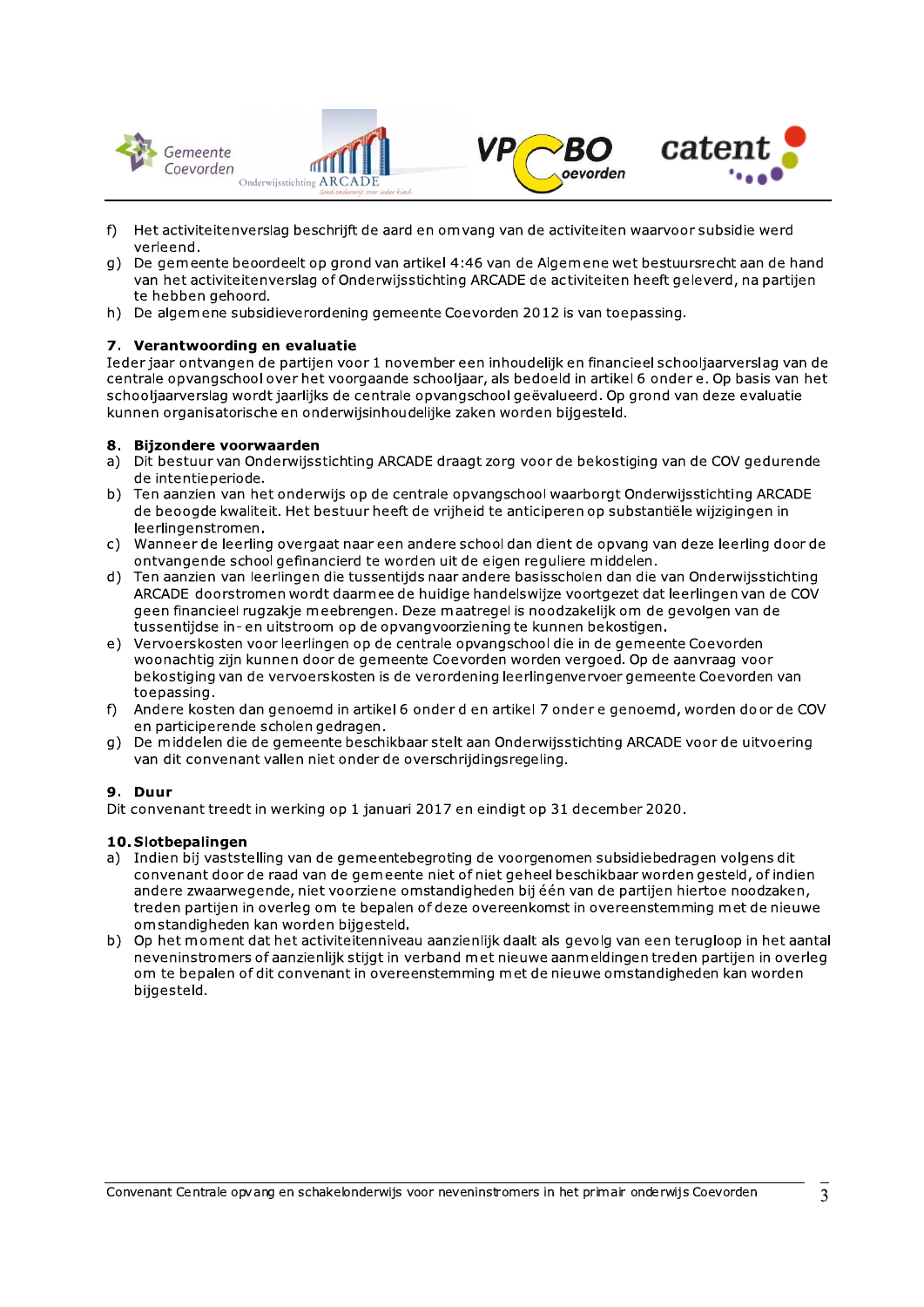f) Het activiteitenverslag beschrijft de aard en omvang van de activiteiten waarvoor subsidie werd verleend.
g) De gemeente beoordeelt op grond van artikel 4:46 van de Algemene wet bestuursrecht aan de hand van het activiteitenverslag of Onderwijsstichting ARCADE de activiteiten heeft geleverd, na partijen te hebben gehoord.
h) De algemene subsidieverordening gemeente Coevorden 2012 is van toepassing.

### 7. Verantwoording en evaluatie

Ieder jaar ontvangen de partijen voor 1 november een inhoudelijk en financieel schooljaarverslag van de centrale opvangschool over het voorgaande schooljaar, als bedoeld in artikel 6 onder e. Op basis van het schooljaarverslag wordt jaarlijks de centrale opvangschool geëvalueerd. Op grond van deze evaluatie kunnen organisatorische en onderwijsinhoudelijke zaken worden bijgesteld.

### 8. Bijzondere voorwaarden

a) Dit bestuur van Onderwijsstichting ARCADE draagt zorg voor de bekostiging van de COV gedurende de intentieperiode.
b) Ten aanzien van het onderwijs op de centrale opvangschool waarborgt Onderwijsstichting ARCADE de beoogde kwaliteit. Het bestuur heeft de vrijheid te anticiperen op substantiële wijzigingen in leerlingenstromen.
c) Wanneer de leerling overgaat naar een andere school dan dient de opvang van deze leerling door de ontvangende school gefinancierd te worden uit de eigen reguliere middelen.
d) Ten aanzien van leerlingen die tussentijds naar andere basisscholen dan die van Onderwijsstichting ARCADE doorstromen wordt daarmee de huidige handelswijze voortgezet dat leerlingen van de COV geen financieel rugzakje meebrengen. Deze maatregel is noodzakelijk om de gevolgen van de tussentijdse in- en uitstroom op de opvangvoorziening te kunnen bekostigen.
e) Vervoerskosten voor leerlingen op de centrale opvangschool die in de gemeente Coevorden woonachtig zijn kunnen door de gemeente Coevorden worden vergoed. Op de aanvraag voor bekostiging van de vervoerskosten is de verordening leerlingenvervoer gemeente Coevorden van toepassing.
f) Andere kosten dan genoemd in artikel 6 onder d en artikel 7 onder e genoemd, worden door de COV en participerende scholen gedragen.
g) De middelen die de gemeente beschikbaar stelt aan Onderwijsstichting ARCADE voor de uitvoering van dit convenant vallen niet onder de overschrijdingsregeling.

### 9. Duur

Dit convenant treedt in werking op 1 januari 2017 en eindigt op 31 december 2020.

### 10. Slotbepalingen

a) Indien bij vaststelling van de gemeentebegroting de voorgenomen subsidiebedragen volgens dit convenant door de raad van de gemeente niet of niet geheel beschikbaar worden gesteld, of indien andere zwaarwegende, niet voorziene omstandigheden bij één van de partijen hiertoe noodzaken, treden partijen in overleg om te bepalen of deze overeenkomst in overeenstemming met de nieuwe omstandigheden kan worden bijgesteld.
b) Op het moment dat het activiteitenniveau aanzienlijk daalt als gevolg van een terugloop in het aantal neveninstromers of aanzienlijk stijgt in verband met nieuwe aanmeldingen treden partijen in overleg om te bepalen of dit convenant in overeenstemming met de nieuwe omstandigheden kan worden bijgesteld.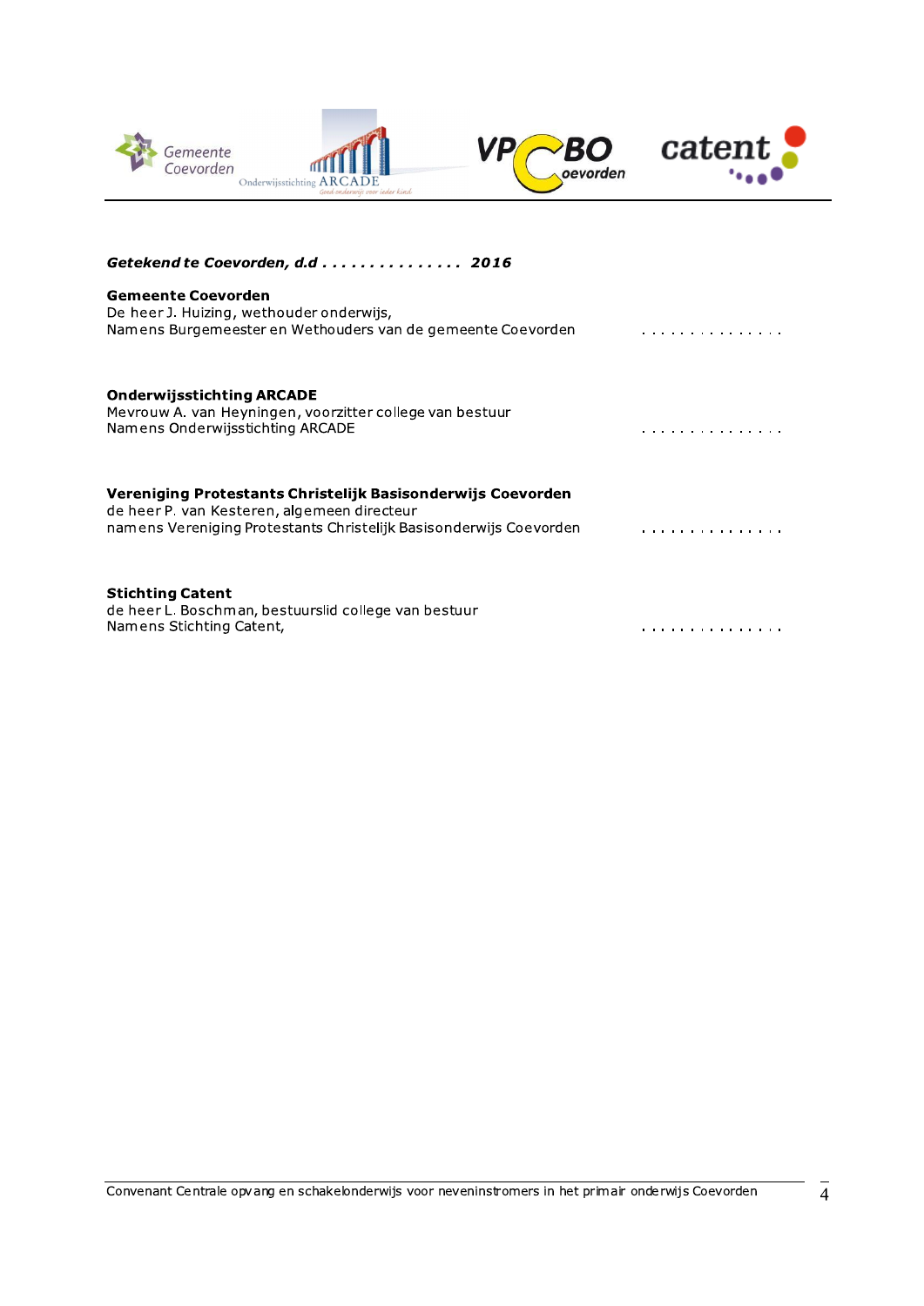***Getekend te Coevorden, d.d . . . . . . . . . . . . . . . 2016***

**Gemeente Coevorden**
De heer J. Huizing, wethouder onderwijs,
Namens Burgemeester en Wethouders van de gemeente Coevorden . . . . . . . . . . . . . .

**Onderwijsstichting ARCADE**
Mevrouw A. van Heyningen, voorzitter college van bestuur
Namens Onderwijsstichting ARCADE . . . . . . . . . . . . . .

**Vereniging Protestants Christelijk Basisonderwijs Coevorden**
de heer P. van Kesteren, algemeen directeur
namens Vereniging Protestants Christelijk Basisonderwijs Coevorden . . . . . . . . . . . . . .

**Stichting Catent**
de heer L. Boschman, bestuurslid college van bestuur
Namens Stichting Catent, . . . . . . . . . . . . . .